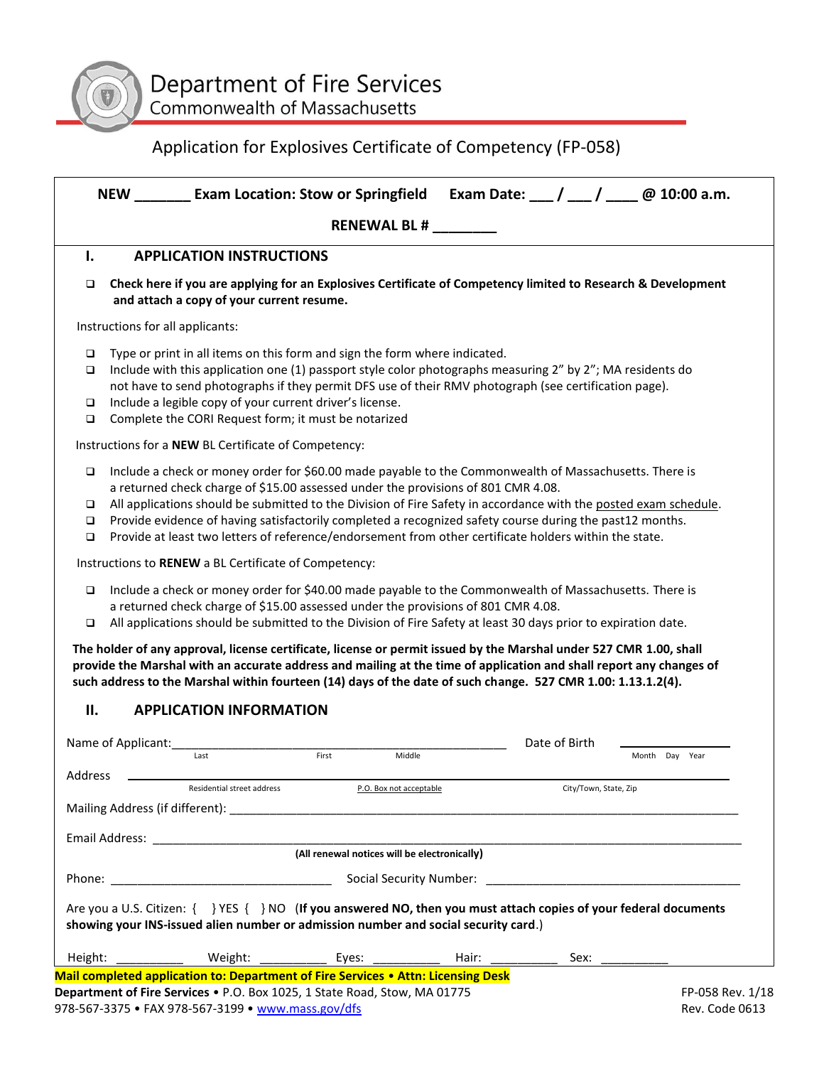# Department of Fire Services
## Commonwealth of Massachusetts

## Application for Explosives Certificate of Competency (FP-058)

**NEW \_\_\_\_\_\_\_ Exam Location: Stow or Springfield   Exam Date: \_\_\_ / \_\_\_ / \_\_\_\_ @ 10:00 a.m.**

**RENEWAL BL # \_\_\_\_\_\_\_\_**

## I. APPLICATION INSTRUCTIONS

- ❑ **Check here if you are applying for an Explosives Certificate of Competency limited to Research & Development and attach a copy of your current resume.**

Instructions for all applicants:

- ❑ Type or print in all items on this form and sign the form where indicated.
- ❑ Include with this application one (1) passport style color photographs measuring 2" by 2"; MA residents do not have to send photographs if they permit DFS use of their RMV photograph (see certification page).
- ❑ Include a legible copy of your current driver's license.
- ❑ Complete the CORI Request form; it must be notarized

Instructions for a **NEW** BL Certificate of Competency:

- ❑ Include a check or money order for $60.00 made payable to the Commonwealth of Massachusetts. There is a returned check charge of $15.00 assessed under the provisions of 801 CMR 4.08.
- ❑ All applications should be submitted to the Division of Fire Safety in accordance with the posted exam schedule.
- ❑ Provide evidence of having satisfactorily completed a recognized safety course during the past12 months.
- ❑ Provide at least two letters of reference/endorsement from other certificate holders within the state.

Instructions to **RENEW** a BL Certificate of Competency:

- ❑ Include a check or money order for $40.00 made payable to the Commonwealth of Massachusetts. There is a returned check charge of $15.00 assessed under the provisions of 801 CMR 4.08.
- ❑ All applications should be submitted to the Division of Fire Safety at least 30 days prior to expiration date.

**The holder of any approval, license certificate, license or permit issued by the Marshal under 527 CMR 1.00, shall provide the Marshal with an accurate address and mailing at the time of application and shall report any changes of such address to the Marshal within fourteen (14) days of the date of such change. 527 CMR 1.00: 1.13.1.2(4).**

## II. APPLICATION INFORMATION

Name of Applicant: \_\_\_\_\_\_\_\_\_\_\_\_\_\_\_\_\_\_\_\_\_\_\_\_\_\_\_\_\_\_\_\_\_\_\_\_\_\_\_\_ Date of Birth \_\_\_\_\_\_\_\_\_\_\_\_\_\_\_\_
Last   First   Middle   Month Day Year

Address \_\_\_\_\_\_\_\_\_\_\_\_\_\_\_\_\_\_\_\_\_\_\_\_\_\_\_\_\_\_\_\_\_\_\_\_\_\_\_\_\_\_\_\_\_\_\_\_\_\_\_\_\_\_\_\_
Residential street address   P.O. Box not acceptable   City/Town, State, Zip

Mailing Address (if different): \_\_\_\_\_\_\_\_\_\_\_\_\_\_\_\_\_\_\_\_\_\_\_\_\_\_\_\_\_\_\_\_\_\_\_\_\_\_\_\_\_\_\_\_\_\_

Email Address: \_\_\_\_\_\_\_\_\_\_\_\_\_\_\_\_\_\_\_\_\_\_\_\_\_\_\_\_\_\_\_\_\_\_\_\_\_\_\_\_\_\_\_\_\_\_\_\_\_\_\_\_
**(All renewal notices will be electronically)**

Phone: \_\_\_\_\_\_\_\_\_\_\_\_\_\_\_\_\_\_\_\_\_\_\_\_\_ Social Security Number: \_\_\_\_\_\_\_\_\_\_\_\_\_\_\_\_\_\_\_\_\_\_\_\_\_\_\_\_

Are you a U.S. Citizen: {  } YES {  } NO (**If you answered NO, then you must attach copies of your federal documents showing your INS-issued alien number or admission number and social security card**.)

Height: \_\_\_\_\_\_\_\_\_\_ Weight: \_\_\_\_\_\_\_\_\_\_ Eyes: \_\_\_\_\_\_\_\_\_\_ Hair: \_\_\_\_\_\_\_\_\_\_ Sex: \_\_\_\_\_\_\_\_\_\_

**Mail completed application to: Department of Fire Services • Attn: Licensing Desk**

**Department of Fire Services** • P.O. Box 1025, 1 State Road, Stow, MA 01775
978-567-3375 • FAX 978-567-3199 • www.mass.gov/dfs

FP-058 Rev. 1/18
Rev. Code 0613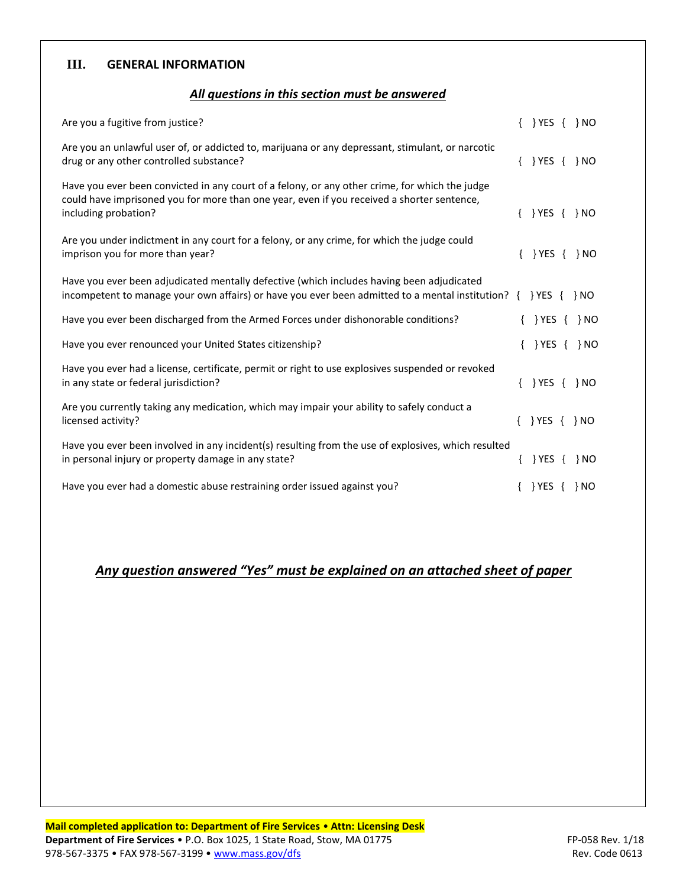## III. GENERAL INFORMATION

***All questions in this section must be answered***

| Question | Answer |
|---|---|
| Are you a fugitive from justice? | { } YES { } NO |
| Are you an unlawful user of, or addicted to, marijuana or any depressant, stimulant, or narcotic drug or any other controlled substance? | { } YES { } NO |
| Have you ever been convicted in any court of a felony, or any other crime, for which the judge could have imprisoned you for more than one year, even if you received a shorter sentence, including probation? | { } YES { } NO |
| Are you under indictment in any court for a felony, or any crime, for which the judge could imprison you for more than year? | { } YES { } NO |
| Have you ever been adjudicated mentally defective (which includes having been adjudicated incompetent to manage your own affairs) or have you ever been admitted to a mental institution? | { } YES { } NO |
| Have you ever been discharged from the Armed Forces under dishonorable conditions? | { } YES { } NO |
| Have you ever renounced your United States citizenship? | { } YES { } NO |
| Have you ever had a license, certificate, permit or right to use explosives suspended or revoked in any state or federal jurisdiction? | { } YES { } NO |
| Are you currently taking any medication, which may impair your ability to safely conduct a licensed activity? | { } YES { } NO |
| Have you ever been involved in any incident(s) resulting from the use of explosives, which resulted in personal injury or property damage in any state? | { } YES { } NO |
| Have you ever had a domestic abuse restraining order issued against you? | { } YES { } NO |

***Any question answered "Yes" must be explained on an attached sheet of paper***

**Mail completed application to: Department of Fire Services • Attn: Licensing Desk**

**Department of Fire Services** • P.O. Box 1025, 1 State Road, Stow, MA 01775
978-567-3375 • FAX 978-567-3199 • www.mass.gov/dfs

FP-058 Rev. 1/18
Rev. Code 0613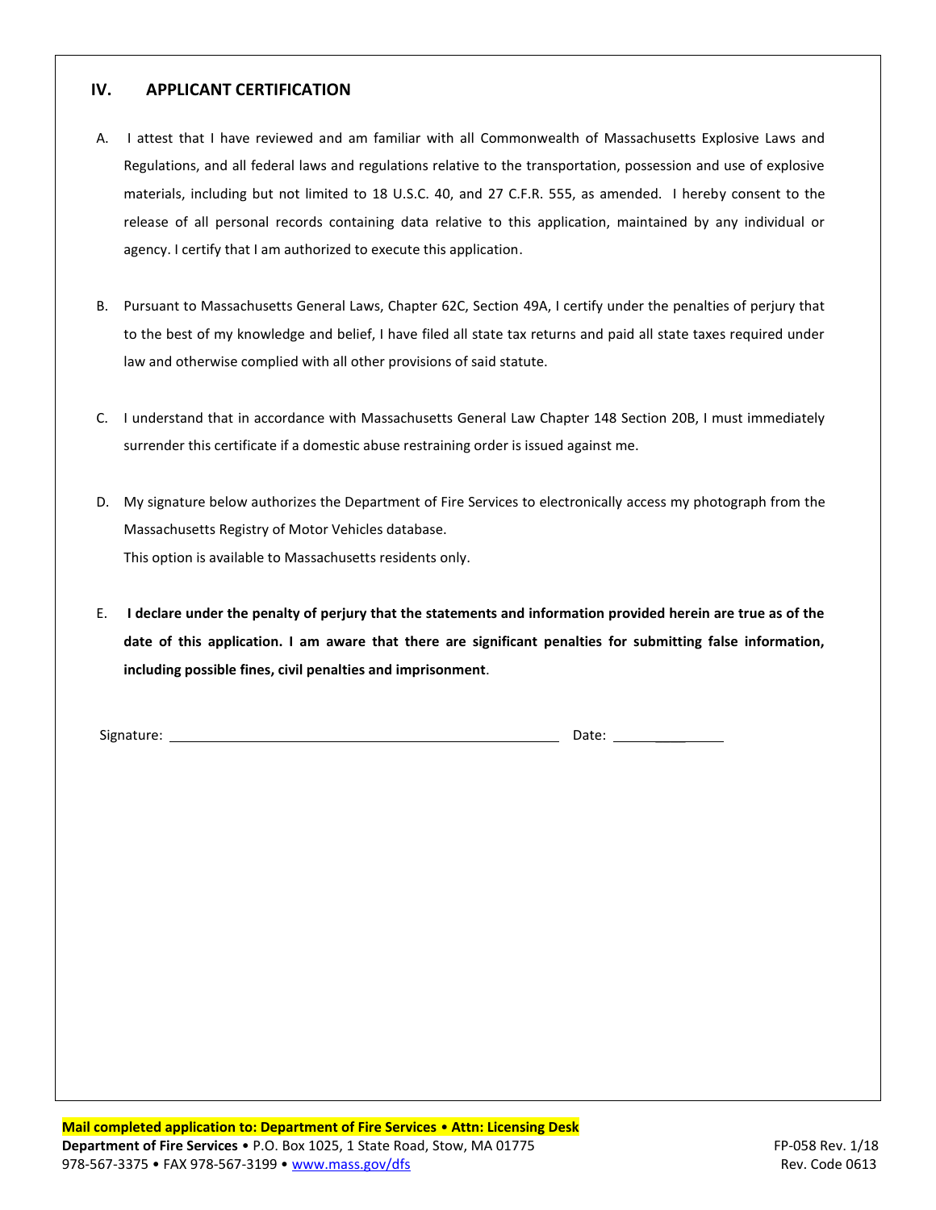## IV. APPLICANT CERTIFICATION

A. I attest that I have reviewed and am familiar with all Commonwealth of Massachusetts Explosive Laws and Regulations, and all federal laws and regulations relative to the transportation, possession and use of explosive materials, including but not limited to 18 U.S.C. 40, and 27 C.F.R. 555, as amended. I hereby consent to the release of all personal records containing data relative to this application, maintained by any individual or agency. I certify that I am authorized to execute this application.

B. Pursuant to Massachusetts General Laws, Chapter 62C, Section 49A, I certify under the penalties of perjury that to the best of my knowledge and belief, I have filed all state tax returns and paid all state taxes required under law and otherwise complied with all other provisions of said statute.

C. I understand that in accordance with Massachusetts General Law Chapter 148 Section 20B, I must immediately surrender this certificate if a domestic abuse restraining order is issued against me.

D. My signature below authorizes the Department of Fire Services to electronically access my photograph from the Massachusetts Registry of Motor Vehicles database.
This option is available to Massachusetts residents only.

E. **I declare under the penalty of perjury that the statements and information provided herein are true as of the date of this application. I am aware that there are significant penalties for submitting false information, including possible fines, civil penalties and imprisonment**.

Signature: ______________________________________________ Date: ____________

**Mail completed application to: Department of Fire Services • Attn: Licensing Desk**
**Department of Fire Services** • P.O. Box 1025, 1 State Road, Stow, MA 01775
978-567-3375 • FAX 978-567-3199 • www.mass.gov/dfs

FP-058 Rev. 1/18
Rev. Code 0613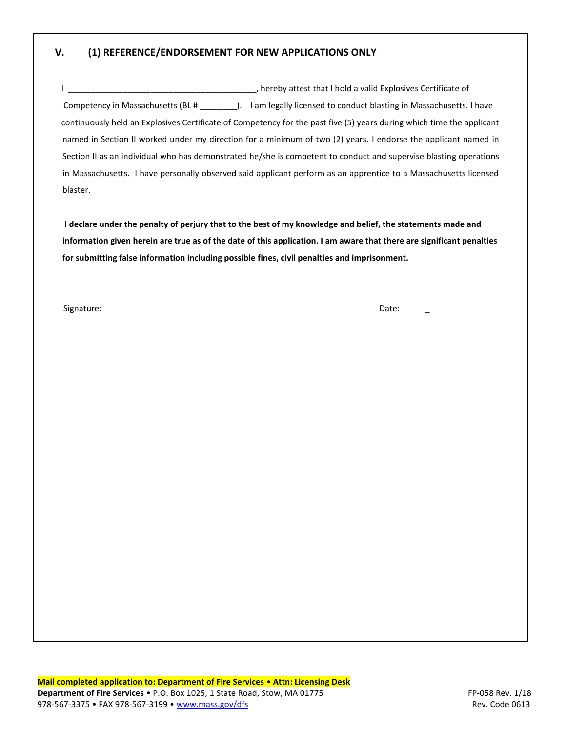## V. (1) REFERENCE/ENDORSEMENT FOR NEW APPLICATIONS ONLY

I ________________________________________, hereby attest that I hold a valid Explosives Certificate of Competency in Massachusetts (BL # ________). I am legally licensed to conduct blasting in Massachusetts. I have continuously held an Explosives Certificate of Competency for the past five (5) years during which time the applicant named in Section II worked under my direction for a minimum of two (2) years. I endorse the applicant named in Section II as an individual who has demonstrated he/she is competent to conduct and supervise blasting operations in Massachusetts. I have personally observed said applicant perform as an apprentice to a Massachusetts licensed blaster.

**I declare under the penalty of perjury that to the best of my knowledge and belief, the statements made and information given herein are true as of the date of this application. I am aware that there are significant penalties for submitting false information including possible fines, civil penalties and imprisonment.**

Signature: ____________________________________________ Date: ______________

**Mail completed application to: Department of Fire Services • Attn: Licensing Desk**
**Department of Fire Services** • P.O. Box 1025, 1 State Road, Stow, MA 01775
978-567-3375 • FAX 978-567-3199 • www.mass.gov/dfs

FP-058 Rev. 1/18
Rev. Code 0613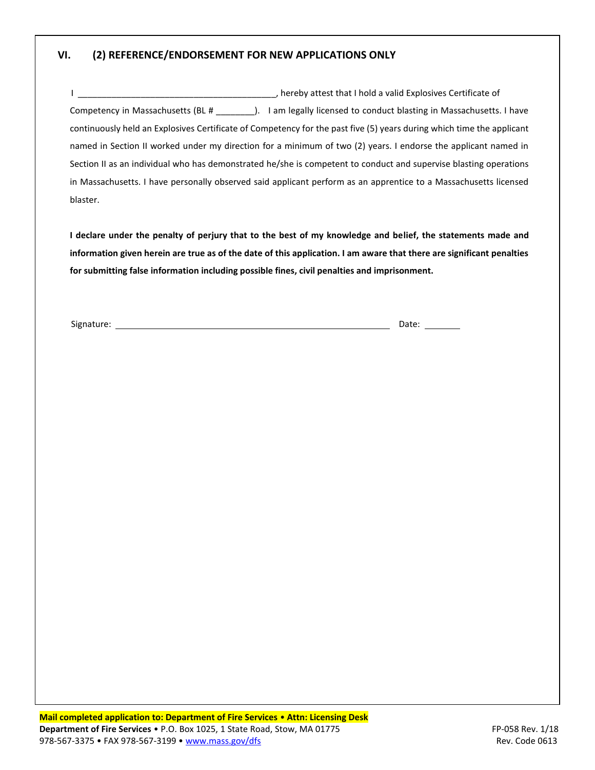## VI. (2) REFERENCE/ENDORSEMENT FOR NEW APPLICATIONS ONLY

I \_\_\_\_\_\_\_\_\_\_\_\_\_\_\_\_\_\_\_\_\_\_\_\_\_\_\_\_\_\_\_\_\_\_\_\_\_\_\_\_, hereby attest that I hold a valid Explosives Certificate of Competency in Massachusetts (BL # \_\_\_\_\_\_\_\_). I am legally licensed to conduct blasting in Massachusetts. I have continuously held an Explosives Certificate of Competency for the past five (5) years during which time the applicant named in Section II worked under my direction for a minimum of two (2) years. I endorse the applicant named in Section II as an individual who has demonstrated he/she is competent to conduct and supervise blasting operations in Massachusetts. I have personally observed said applicant perform as an apprentice to a Massachusetts licensed blaster.

**I declare under the penalty of perjury that to the best of my knowledge and belief, the statements made and information given herein are true as of the date of this application. I am aware that there are significant penalties for submitting false information including possible fines, civil penalties and imprisonment.**

Signature: \_\_\_\_\_\_\_\_\_\_\_\_\_\_\_\_\_\_\_\_\_\_\_\_\_\_\_\_\_\_\_\_\_\_\_\_\_\_\_\_\_\_\_\_\_\_\_\_ Date: \_\_\_\_\_\_\_\_

**Mail completed application to: Department of Fire Services • Attn: Licensing Desk**

**Department of Fire Services** • P.O. Box 1025, 1 State Road, Stow, MA 01775
978-567-3375 • FAX 978-567-3199 • www.mass.gov/dfs

FP-058 Rev. 1/18
Rev. Code 0613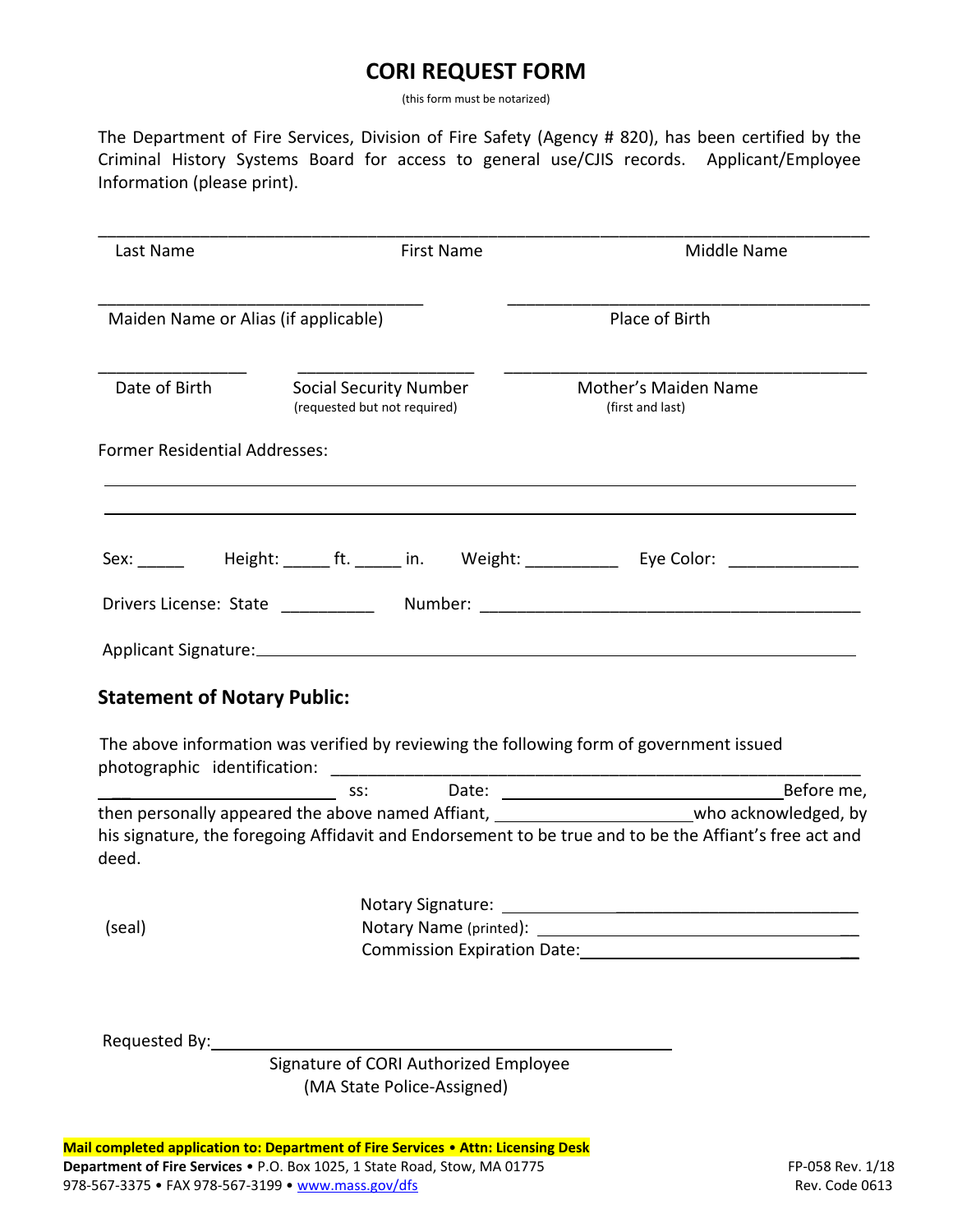# CORI REQUEST FORM

(this form must be notarized)

The Department of Fire Services, Division of Fire Safety (Agency # 820), has been certified by the Criminal History Systems Board for access to general use/CJIS records. Applicant/Employee Information (please print).

_______________________________________________________________________________

Last Name First Name Middle Name

___________________________________ ___________________________________

Maiden Name or Alias (if applicable) Place of Birth

_______________ __________________ ___________________________________

Date of Birth Social Security Number (requested but not required) Mother's Maiden Name (first and last)

Former Residential Addresses:

_______________________________________________________________________________

_______________________________________________________________________________

Sex: _____ Height: _____ ft. _____ in. Weight: __________ Eye Color: ______________

Drivers License: State __________ Number: ________________________________________

Applicant Signature: ___________________________________________________________

## Statement of Notary Public:

The above information was verified by reviewing the following form of government issued photographic identification: ___________________________________________________________

__________________________ ss: Date: ______________________________ Before me, then personally appeared the above named Affiant, ____________________ who acknowledged, by his signature, the foregoing Affidavit and Endorsement to be true and to be the Affiant's free act and deed.

(seal)

Notary Signature: ______________________________

Notary Name (printed): ______________________________

Commission Expiration Date: ______________________________

Requested By: ______________________________________________

Signature of CORI Authorized Employee

(MA State Police-Assigned)

**Mail completed application to: Department of Fire Services • Attn: Licensing Desk**

**Department of Fire Services** • P.O. Box 1025, 1 State Road, Stow, MA 01775

978-567-3375 • FAX 978-567-3199 • www.mass.gov/dfs

FP-058 Rev. 1/18

Rev. Code 0613